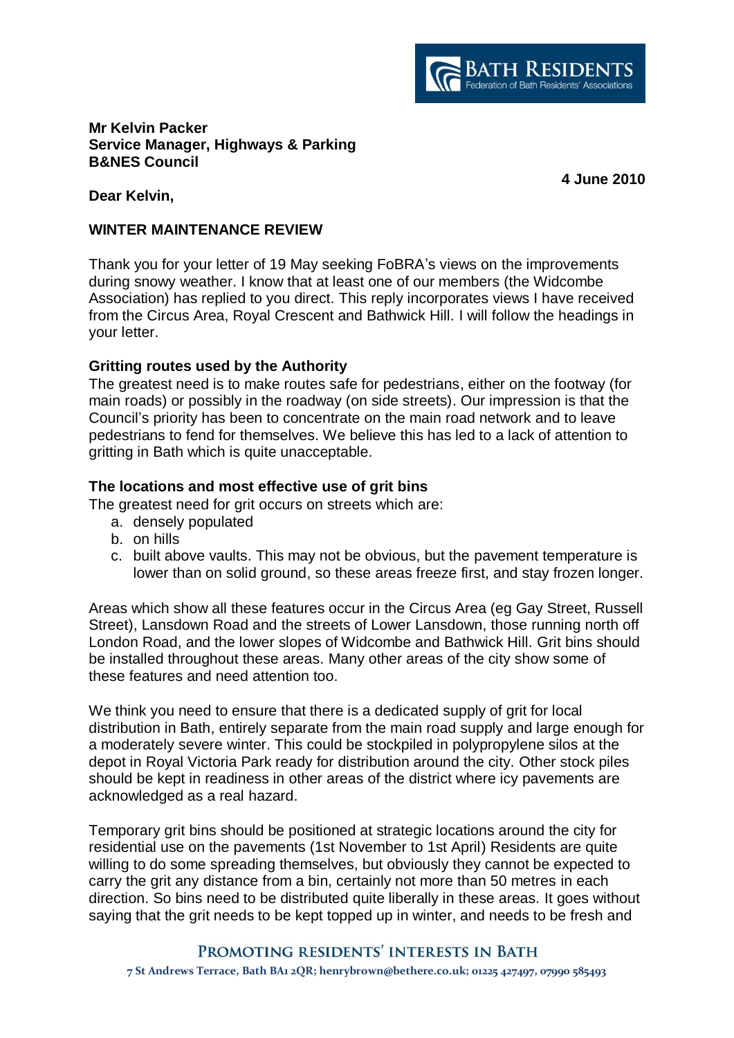BATH RESIDENTS
Federation of Bath Residents' Associations

**Mr Kelvin Packer**
**Service Manager, Highways & Parking**
**B&NES Council**

**4 June 2010**

**Dear Kelvin,**

**WINTER MAINTENANCE REVIEW**

Thank you for your letter of 19 May seeking FoBRA's views on the improvements during snowy weather. I know that at least one of our members (the Widcombe Association) has replied to you direct. This reply incorporates views I have received from the Circus Area, Royal Crescent and Bathwick Hill. I will follow the headings in your letter.

**Gritting routes used by the Authority**

The greatest need is to make routes safe for pedestrians, either on the footway (for main roads) or possibly in the roadway (on side streets). Our impression is that the Council's priority has been to concentrate on the main road network and to leave pedestrians to fend for themselves. We believe this has led to a lack of attention to gritting in Bath which is quite unacceptable.

**The locations and most effective use of grit bins**

The greatest need for grit occurs on streets which are:

a. densely populated
b. on hills
c. built above vaults. This may not be obvious, but the pavement temperature is lower than on solid ground, so these areas freeze first, and stay frozen longer.

Areas which show all these features occur in the Circus Area (eg Gay Street, Russell Street), Lansdown Road and the streets of Lower Lansdown, those running north off London Road, and the lower slopes of Widcombe and Bathwick Hill. Grit bins should be installed throughout these areas. Many other areas of the city show some of these features and need attention too.

We think you need to ensure that there is a dedicated supply of grit for local distribution in Bath, entirely separate from the main road supply and large enough for a moderately severe winter. This could be stockpiled in polypropylene silos at the depot in Royal Victoria Park ready for distribution around the city. Other stock piles should be kept in readiness in other areas of the district where icy pavements are acknowledged as a real hazard.

Temporary grit bins should be positioned at strategic locations around the city for residential use on the pavements (1st November to 1st April) Residents are quite willing to do some spreading themselves, but obviously they cannot be expected to carry the grit any distance from a bin, certainly not more than 50 metres in each direction. So bins need to be distributed quite liberally in these areas. It goes without saying that the grit needs to be kept topped up in winter, and needs to be fresh and

PROMOTING RESIDENTS' INTERESTS IN BATH
7 St Andrews Terrace, Bath BA1 2QR; henrybrown@bethere.co.uk; 01225 427497, 07990 585493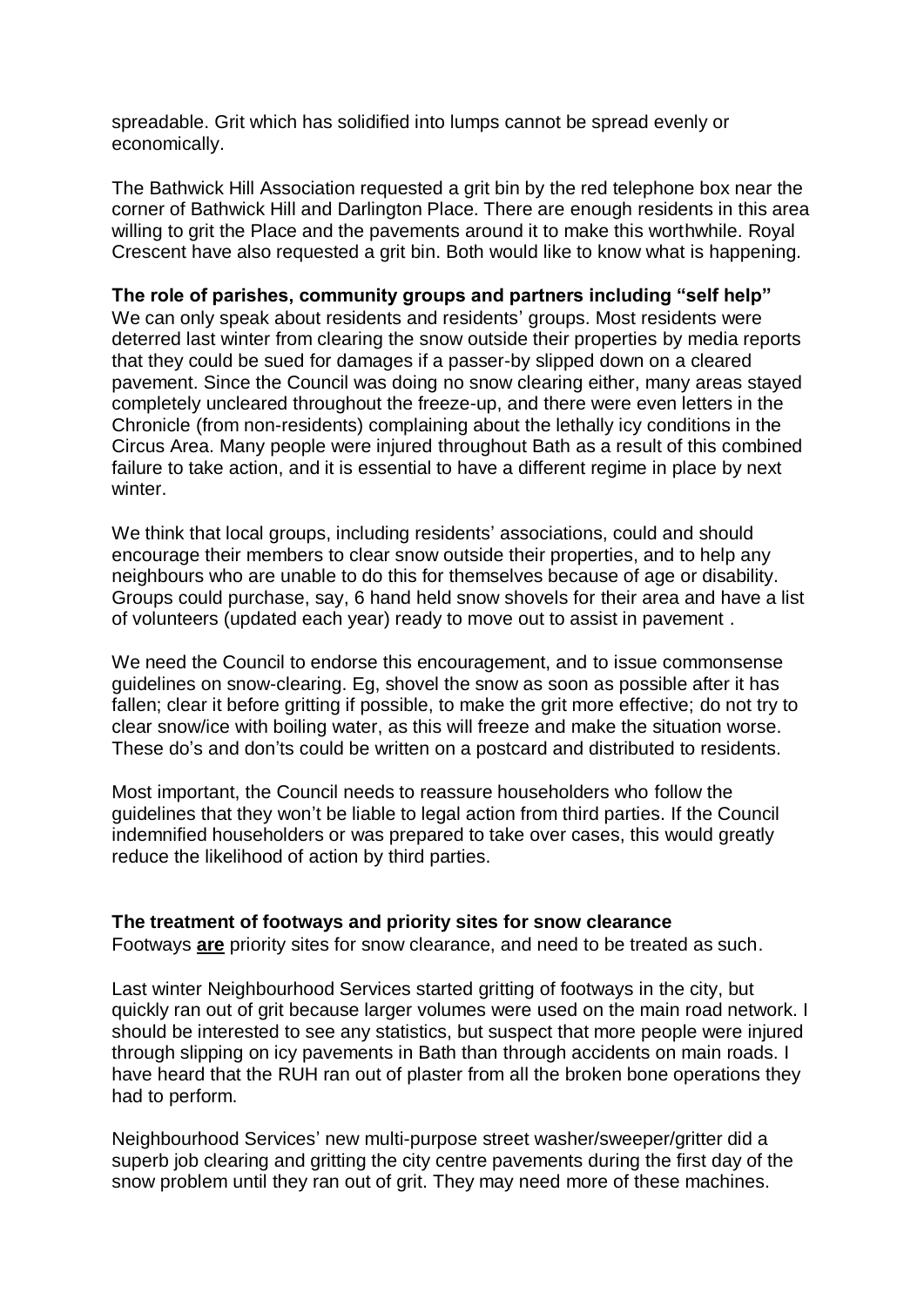spreadable. Grit which has solidified into lumps cannot be spread evenly or economically.

The Bathwick Hill Association requested a grit bin by the red telephone box near the corner of Bathwick Hill and Darlington Place. There are enough residents in this area willing to grit the Place and the pavements around it to make this worthwhile. Royal Crescent have also requested a grit bin. Both would like to know what is happening.

**The role of parishes, community groups and partners including "self help"**

We can only speak about residents and residents' groups. Most residents were deterred last winter from clearing the snow outside their properties by media reports that they could be sued for damages if a passer-by slipped down on a cleared pavement. Since the Council was doing no snow clearing either, many areas stayed completely uncleared throughout the freeze-up, and there were even letters in the Chronicle (from non-residents) complaining about the lethally icy conditions in the Circus Area. Many people were injured throughout Bath as a result of this combined failure to take action, and it is essential to have a different regime in place by next winter.

We think that local groups, including residents' associations, could and should encourage their members to clear snow outside their properties, and to help any neighbours who are unable to do this for themselves because of age or disability. Groups could purchase, say, 6 hand held snow shovels for their area and have a list of volunteers (updated each year) ready to move out to assist in pavement .

We need the Council to endorse this encouragement, and to issue commonsense guidelines on snow-clearing. Eg, shovel the snow as soon as possible after it has fallen; clear it before gritting if possible, to make the grit more effective; do not try to clear snow/ice with boiling water, as this will freeze and make the situation worse. These do's and don'ts could be written on a postcard and distributed to residents.

Most important, the Council needs to reassure householders who follow the guidelines that they won't be liable to legal action from third parties. If the Council indemnified householders or was prepared to take over cases, this would greatly reduce the likelihood of action by third parties.

**The treatment of footways and priority sites for snow clearance**

Footways **are** priority sites for snow clearance, and need to be treated as such.

Last winter Neighbourhood Services started gritting of footways in the city, but quickly ran out of grit because larger volumes were used on the main road network. I should be interested to see any statistics, but suspect that more people were injured through slipping on icy pavements in Bath than through accidents on main roads. I have heard that the RUH ran out of plaster from all the broken bone operations they had to perform.

Neighbourhood Services' new multi-purpose street washer/sweeper/gritter did a superb job clearing and gritting the city centre pavements during the first day of the snow problem until they ran out of grit. They may need more of these machines.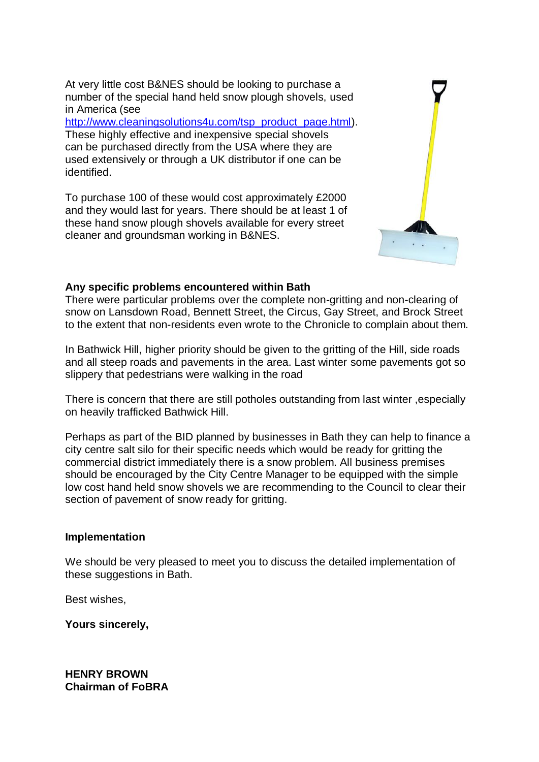At very little cost B&NES should be looking to purchase a number of the special hand held snow plough shovels, used in America (see http://www.cleaningsolutions4u.com/tsp_product_page.html). These highly effective and inexpensive special shovels can be purchased directly from the USA where they are used extensively or through a UK distributor if one can be identified.

To purchase 100 of these would cost approximately £2000 and they would last for years. There should be at least 1 of these hand snow plough shovels available for every street cleaner and groundsman working in B&NES.

**Any specific problems encountered within Bath**

There were particular problems over the complete non-gritting and non-clearing of snow on Lansdown Road, Bennett Street, the Circus, Gay Street, and Brock Street to the extent that non-residents even wrote to the Chronicle to complain about them.

In Bathwick Hill, higher priority should be given to the gritting of the Hill, side roads and all steep roads and pavements in the area. Last winter some pavements got so slippery that pedestrians were walking in the road

There is concern that there are still potholes outstanding from last winter ,especially on heavily trafficked Bathwick Hill.

Perhaps as part of the BID planned by businesses in Bath they can help to finance a city centre salt silo for their specific needs which would be ready for gritting the commercial district immediately there is a snow problem. All business premises should be encouraged by the City Centre Manager to be equipped with the simple low cost hand held snow shovels we are recommending to the Council to clear their section of pavement of snow ready for gritting.

**Implementation**

We should be very pleased to meet you to discuss the detailed implementation of these suggestions in Bath.

Best wishes,

**Yours sincerely,**

**HENRY BROWN**
**Chairman of FoBRA**